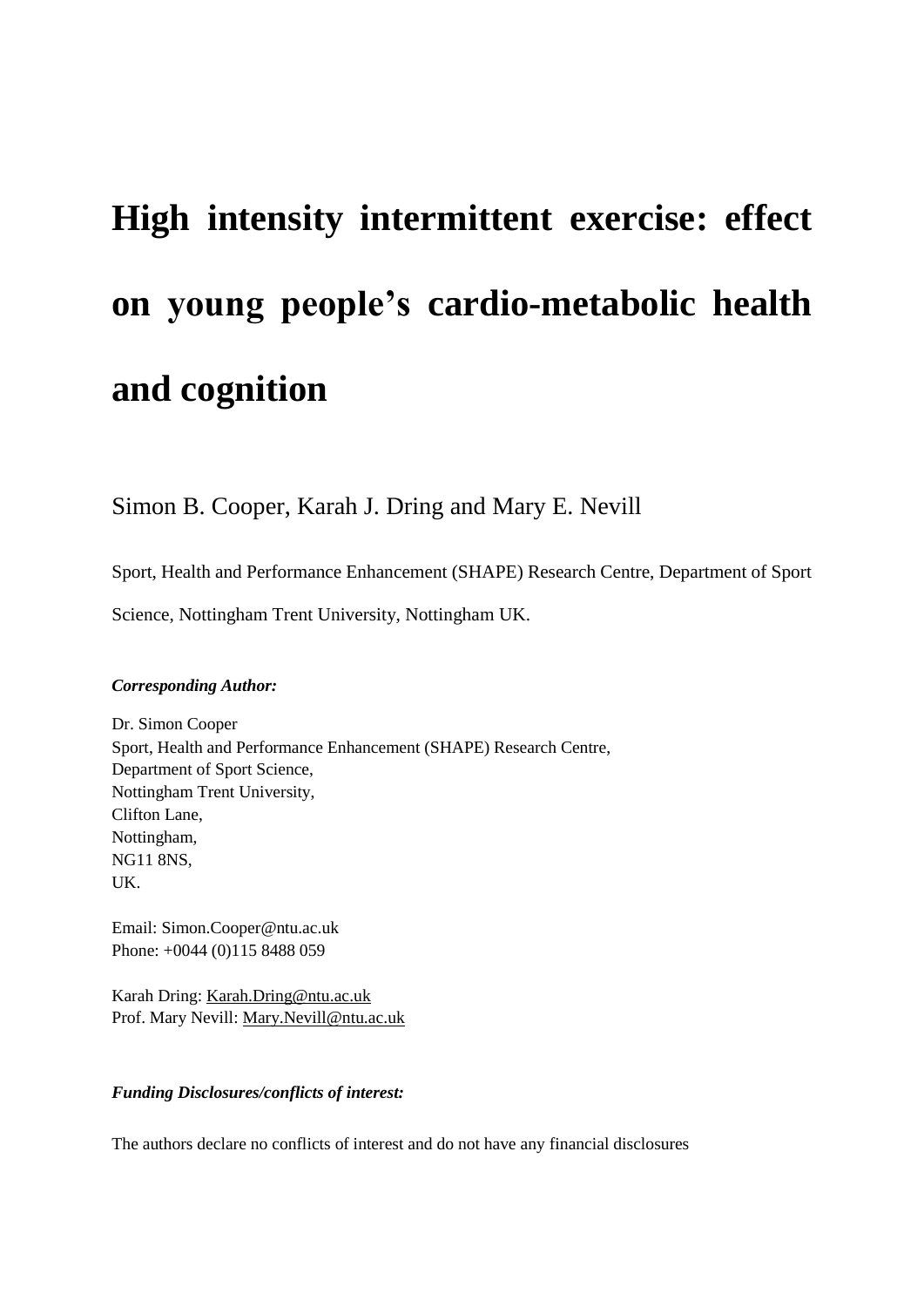# High intensity intermittent exercise: effect on young people's cardio-metabolic health and cognition

Simon B. Cooper, Karah J. Dring and Mary E. Nevill

Sport, Health and Performance Enhancement (SHAPE) Research Centre, Department of Sport Science, Nottingham Trent University, Nottingham UK.

***Corresponding Author:***

Dr. Simon Cooper
Sport, Health and Performance Enhancement (SHAPE) Research Centre,
Department of Sport Science,
Nottingham Trent University,
Clifton Lane,
Nottingham,
NG11 8NS,
UK.

Email: Simon.Cooper@ntu.ac.uk
Phone: +0044 (0)115 8488 059

Karah Dring: Karah.Dring@ntu.ac.uk
Prof. Mary Nevill: Mary.Nevill@ntu.ac.uk

***Funding Disclosures/conflicts of interest:***

The authors declare no conflicts of interest and do not have any financial disclosures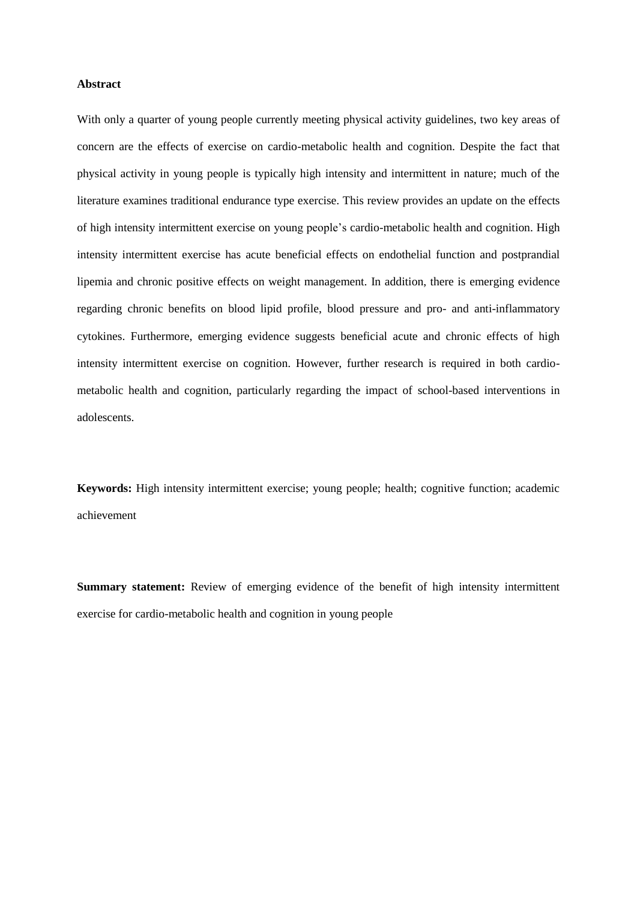**Abstract**

With only a quarter of young people currently meeting physical activity guidelines, two key areas of concern are the effects of exercise on cardio-metabolic health and cognition. Despite the fact that physical activity in young people is typically high intensity and intermittent in nature; much of the literature examines traditional endurance type exercise. This review provides an update on the effects of high intensity intermittent exercise on young people's cardio-metabolic health and cognition. High intensity intermittent exercise has acute beneficial effects on endothelial function and postprandial lipemia and chronic positive effects on weight management. In addition, there is emerging evidence regarding chronic benefits on blood lipid profile, blood pressure and pro- and anti-inflammatory cytokines. Furthermore, emerging evidence suggests beneficial acute and chronic effects of high intensity intermittent exercise on cognition. However, further research is required in both cardio-metabolic health and cognition, particularly regarding the impact of school-based interventions in adolescents.

**Keywords:** High intensity intermittent exercise; young people; health; cognitive function; academic achievement

**Summary statement:** Review of emerging evidence of the benefit of high intensity intermittent exercise for cardio-metabolic health and cognition in young people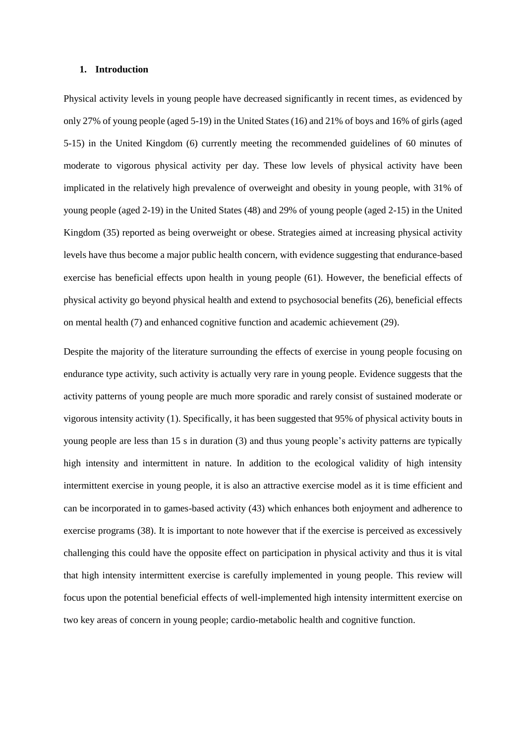## 1. Introduction

Physical activity levels in young people have decreased significantly in recent times, as evidenced by only 27% of young people (aged 5-19) in the United States (16) and 21% of boys and 16% of girls (aged 5-15) in the United Kingdom (6) currently meeting the recommended guidelines of 60 minutes of moderate to vigorous physical activity per day. These low levels of physical activity have been implicated in the relatively high prevalence of overweight and obesity in young people, with 31% of young people (aged 2-19) in the United States (48) and 29% of young people (aged 2-15) in the United Kingdom (35) reported as being overweight or obese. Strategies aimed at increasing physical activity levels have thus become a major public health concern, with evidence suggesting that endurance-based exercise has beneficial effects upon health in young people (61). However, the beneficial effects of physical activity go beyond physical health and extend to psychosocial benefits (26), beneficial effects on mental health (7) and enhanced cognitive function and academic achievement (29).

Despite the majority of the literature surrounding the effects of exercise in young people focusing on endurance type activity, such activity is actually very rare in young people. Evidence suggests that the activity patterns of young people are much more sporadic and rarely consist of sustained moderate or vigorous intensity activity (1). Specifically, it has been suggested that 95% of physical activity bouts in young people are less than 15 s in duration (3) and thus young people's activity patterns are typically high intensity and intermittent in nature. In addition to the ecological validity of high intensity intermittent exercise in young people, it is also an attractive exercise model as it is time efficient and can be incorporated in to games-based activity (43) which enhances both enjoyment and adherence to exercise programs (38). It is important to note however that if the exercise is perceived as excessively challenging this could have the opposite effect on participation in physical activity and thus it is vital that high intensity intermittent exercise is carefully implemented in young people. This review will focus upon the potential beneficial effects of well-implemented high intensity intermittent exercise on two key areas of concern in young people; cardio-metabolic health and cognitive function.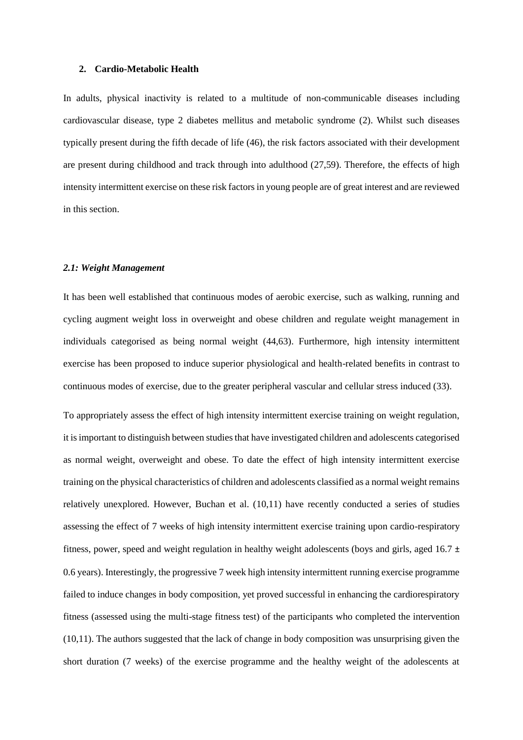## 2. Cardio-Metabolic Health

In adults, physical inactivity is related to a multitude of non-communicable diseases including cardiovascular disease, type 2 diabetes mellitus and metabolic syndrome (2). Whilst such diseases typically present during the fifth decade of life (46), the risk factors associated with their development are present during childhood and track through into adulthood (27,59). Therefore, the effects of high intensity intermittent exercise on these risk factors in young people are of great interest and are reviewed in this section.

### *2.1: Weight Management*

It has been well established that continuous modes of aerobic exercise, such as walking, running and cycling augment weight loss in overweight and obese children and regulate weight management in individuals categorised as being normal weight (44,63). Furthermore, high intensity intermittent exercise has been proposed to induce superior physiological and health-related benefits in contrast to continuous modes of exercise, due to the greater peripheral vascular and cellular stress induced (33).

To appropriately assess the effect of high intensity intermittent exercise training on weight regulation, it is important to distinguish between studies that have investigated children and adolescents categorised as normal weight, overweight and obese. To date the effect of high intensity intermittent exercise training on the physical characteristics of children and adolescents classified as a normal weight remains relatively unexplored. However, Buchan et al. (10,11) have recently conducted a series of studies assessing the effect of 7 weeks of high intensity intermittent exercise training upon cardio-respiratory fitness, power, speed and weight regulation in healthy weight adolescents (boys and girls, aged 16.7 ± 0.6 years). Interestingly, the progressive 7 week high intensity intermittent running exercise programme failed to induce changes in body composition, yet proved successful in enhancing the cardiorespiratory fitness (assessed using the multi-stage fitness test) of the participants who completed the intervention (10,11). The authors suggested that the lack of change in body composition was unsurprising given the short duration (7 weeks) of the exercise programme and the healthy weight of the adolescents at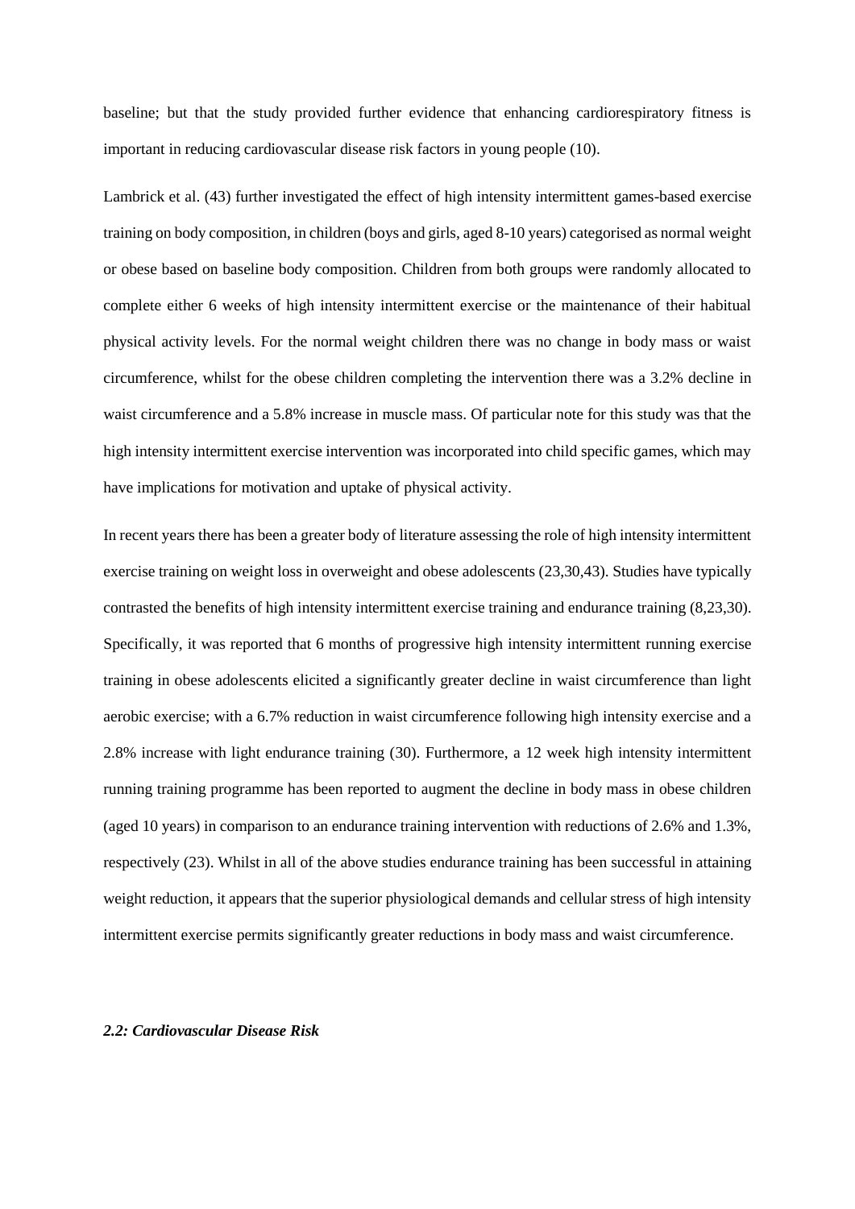baseline; but that the study provided further evidence that enhancing cardiorespiratory fitness is important in reducing cardiovascular disease risk factors in young people (10).

Lambrick et al. (43) further investigated the effect of high intensity intermittent games-based exercise training on body composition, in children (boys and girls, aged 8-10 years) categorised as normal weight or obese based on baseline body composition. Children from both groups were randomly allocated to complete either 6 weeks of high intensity intermittent exercise or the maintenance of their habitual physical activity levels. For the normal weight children there was no change in body mass or waist circumference, whilst for the obese children completing the intervention there was a 3.2% decline in waist circumference and a 5.8% increase in muscle mass. Of particular note for this study was that the high intensity intermittent exercise intervention was incorporated into child specific games, which may have implications for motivation and uptake of physical activity.

In recent years there has been a greater body of literature assessing the role of high intensity intermittent exercise training on weight loss in overweight and obese adolescents (23,30,43). Studies have typically contrasted the benefits of high intensity intermittent exercise training and endurance training (8,23,30). Specifically, it was reported that 6 months of progressive high intensity intermittent running exercise training in obese adolescents elicited a significantly greater decline in waist circumference than light aerobic exercise; with a 6.7% reduction in waist circumference following high intensity exercise and a 2.8% increase with light endurance training (30). Furthermore, a 12 week high intensity intermittent running training programme has been reported to augment the decline in body mass in obese children (aged 10 years) in comparison to an endurance training intervention with reductions of 2.6% and 1.3%, respectively (23). Whilst in all of the above studies endurance training has been successful in attaining weight reduction, it appears that the superior physiological demands and cellular stress of high intensity intermittent exercise permits significantly greater reductions in body mass and waist circumference.

### *2.2: Cardiovascular Disease Risk*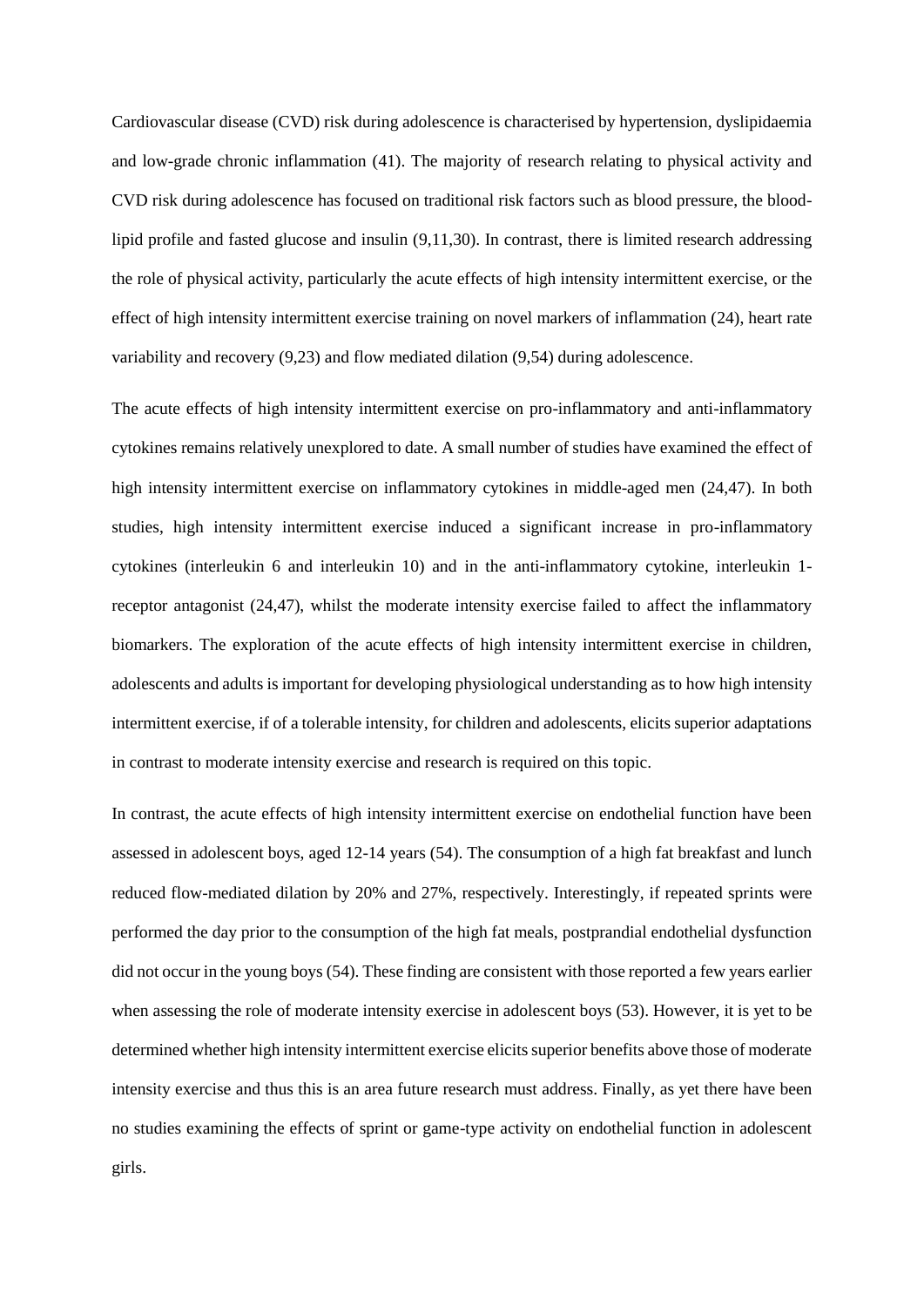Cardiovascular disease (CVD) risk during adolescence is characterised by hypertension, dyslipidaemia and low-grade chronic inflammation (41). The majority of research relating to physical activity and CVD risk during adolescence has focused on traditional risk factors such as blood pressure, the blood-lipid profile and fasted glucose and insulin (9,11,30). In contrast, there is limited research addressing the role of physical activity, particularly the acute effects of high intensity intermittent exercise, or the effect of high intensity intermittent exercise training on novel markers of inflammation (24), heart rate variability and recovery (9,23) and flow mediated dilation (9,54) during adolescence.

The acute effects of high intensity intermittent exercise on pro-inflammatory and anti-inflammatory cytokines remains relatively unexplored to date. A small number of studies have examined the effect of high intensity intermittent exercise on inflammatory cytokines in middle-aged men (24,47). In both studies, high intensity intermittent exercise induced a significant increase in pro-inflammatory cytokines (interleukin 6 and interleukin 10) and in the anti-inflammatory cytokine, interleukin 1-receptor antagonist (24,47), whilst the moderate intensity exercise failed to affect the inflammatory biomarkers. The exploration of the acute effects of high intensity intermittent exercise in children, adolescents and adults is important for developing physiological understanding as to how high intensity intermittent exercise, if of a tolerable intensity, for children and adolescents, elicits superior adaptations in contrast to moderate intensity exercise and research is required on this topic.

In contrast, the acute effects of high intensity intermittent exercise on endothelial function have been assessed in adolescent boys, aged 12-14 years (54). The consumption of a high fat breakfast and lunch reduced flow-mediated dilation by 20% and 27%, respectively. Interestingly, if repeated sprints were performed the day prior to the consumption of the high fat meals, postprandial endothelial dysfunction did not occur in the young boys (54). These finding are consistent with those reported a few years earlier when assessing the role of moderate intensity exercise in adolescent boys (53). However, it is yet to be determined whether high intensity intermittent exercise elicits superior benefits above those of moderate intensity exercise and thus this is an area future research must address. Finally, as yet there have been no studies examining the effects of sprint or game-type activity on endothelial function in adolescent girls.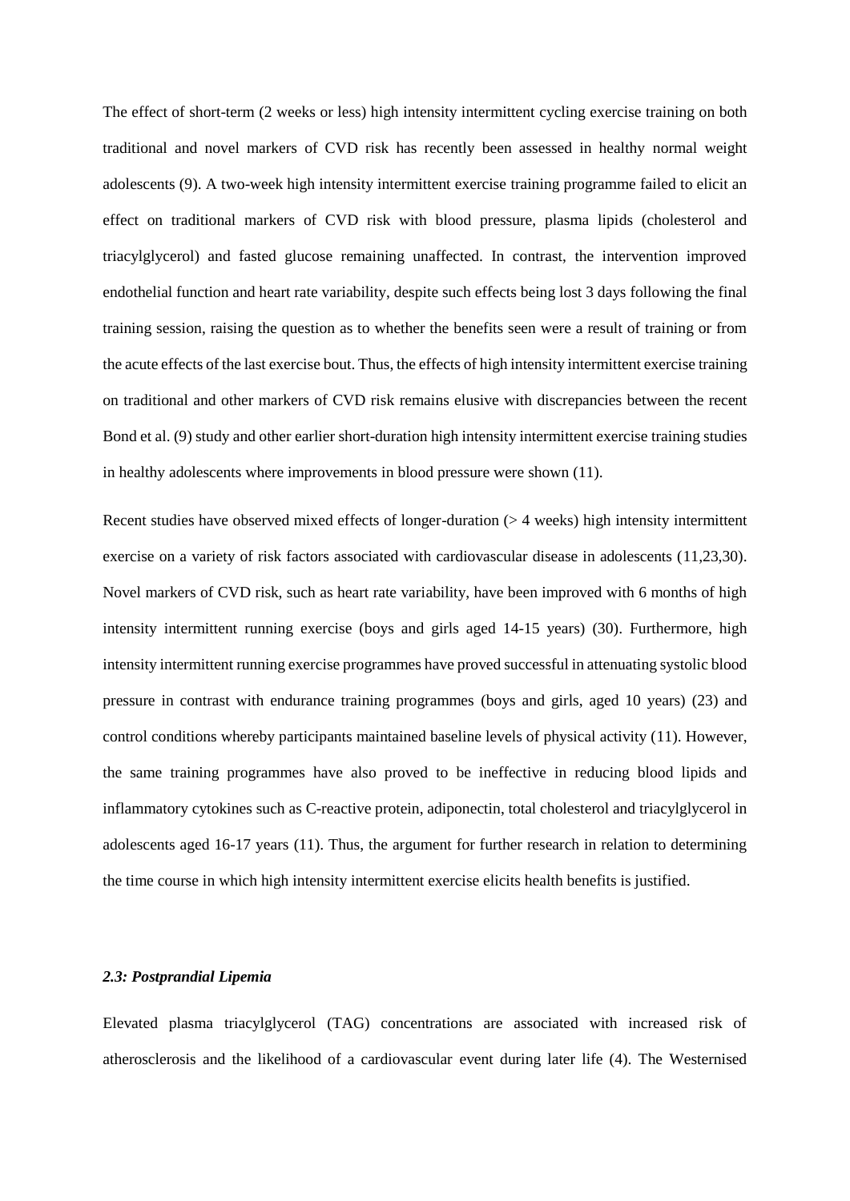The effect of short-term (2 weeks or less) high intensity intermittent cycling exercise training on both traditional and novel markers of CVD risk has recently been assessed in healthy normal weight adolescents (9). A two-week high intensity intermittent exercise training programme failed to elicit an effect on traditional markers of CVD risk with blood pressure, plasma lipids (cholesterol and triacylglycerol) and fasted glucose remaining unaffected. In contrast, the intervention improved endothelial function and heart rate variability, despite such effects being lost 3 days following the final training session, raising the question as to whether the benefits seen were a result of training or from the acute effects of the last exercise bout. Thus, the effects of high intensity intermittent exercise training on traditional and other markers of CVD risk remains elusive with discrepancies between the recent Bond et al. (9) study and other earlier short-duration high intensity intermittent exercise training studies in healthy adolescents where improvements in blood pressure were shown (11).

Recent studies have observed mixed effects of longer-duration (> 4 weeks) high intensity intermittent exercise on a variety of risk factors associated with cardiovascular disease in adolescents (11,23,30). Novel markers of CVD risk, such as heart rate variability, have been improved with 6 months of high intensity intermittent running exercise (boys and girls aged 14-15 years) (30). Furthermore, high intensity intermittent running exercise programmes have proved successful in attenuating systolic blood pressure in contrast with endurance training programmes (boys and girls, aged 10 years) (23) and control conditions whereby participants maintained baseline levels of physical activity (11). However, the same training programmes have also proved to be ineffective in reducing blood lipids and inflammatory cytokines such as C-reactive protein, adiponectin, total cholesterol and triacylglycerol in adolescents aged 16-17 years (11). Thus, the argument for further research in relation to determining the time course in which high intensity intermittent exercise elicits health benefits is justified.

### *2.3: Postprandial Lipemia*

Elevated plasma triacylglycerol (TAG) concentrations are associated with increased risk of atherosclerosis and the likelihood of a cardiovascular event during later life (4). The Westernised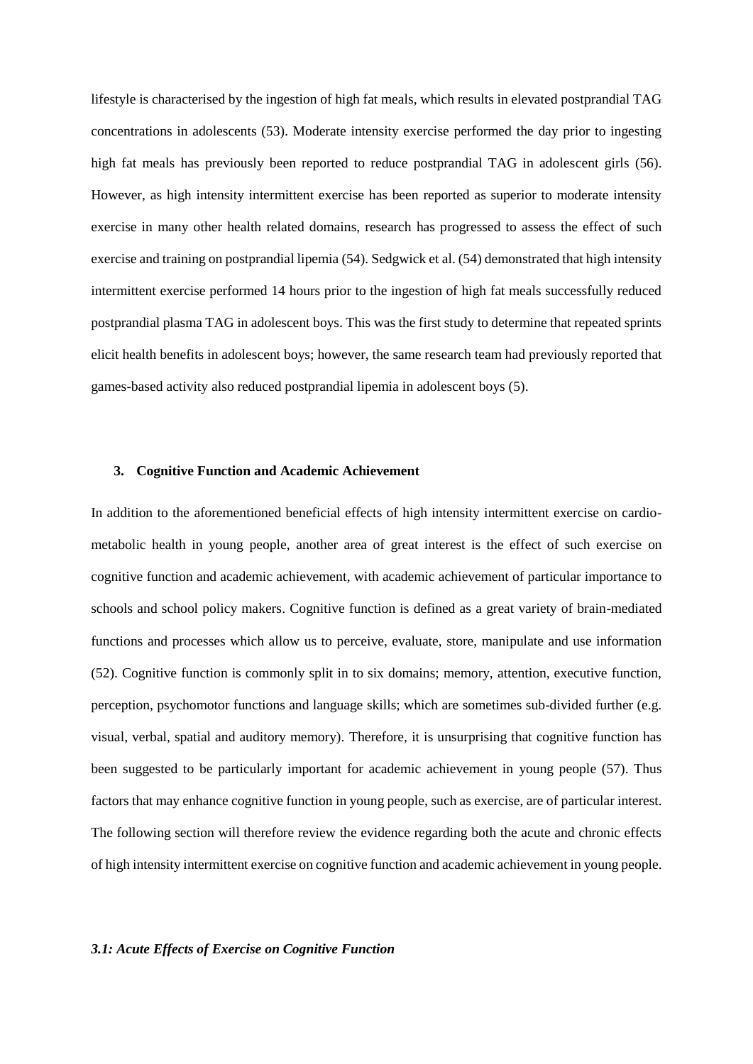lifestyle is characterised by the ingestion of high fat meals, which results in elevated postprandial TAG concentrations in adolescents (53). Moderate intensity exercise performed the day prior to ingesting high fat meals has previously been reported to reduce postprandial TAG in adolescent girls (56). However, as high intensity intermittent exercise has been reported as superior to moderate intensity exercise in many other health related domains, research has progressed to assess the effect of such exercise and training on postprandial lipemia (54). Sedgwick et al. (54) demonstrated that high intensity intermittent exercise performed 14 hours prior to the ingestion of high fat meals successfully reduced postprandial plasma TAG in adolescent boys. This was the first study to determine that repeated sprints elicit health benefits in adolescent boys; however, the same research team had previously reported that games-based activity also reduced postprandial lipemia in adolescent boys (5).

## 3. Cognitive Function and Academic Achievement

In addition to the aforementioned beneficial effects of high intensity intermittent exercise on cardio-metabolic health in young people, another area of great interest is the effect of such exercise on cognitive function and academic achievement, with academic achievement of particular importance to schools and school policy makers. Cognitive function is defined as a great variety of brain-mediated functions and processes which allow us to perceive, evaluate, store, manipulate and use information (52). Cognitive function is commonly split in to six domains; memory, attention, executive function, perception, psychomotor functions and language skills; which are sometimes sub-divided further (e.g. visual, verbal, spatial and auditory memory). Therefore, it is unsurprising that cognitive function has been suggested to be particularly important for academic achievement in young people (57). Thus factors that may enhance cognitive function in young people, such as exercise, are of particular interest. The following section will therefore review the evidence regarding both the acute and chronic effects of high intensity intermittent exercise on cognitive function and academic achievement in young people.

### *3.1: Acute Effects of Exercise on Cognitive Function*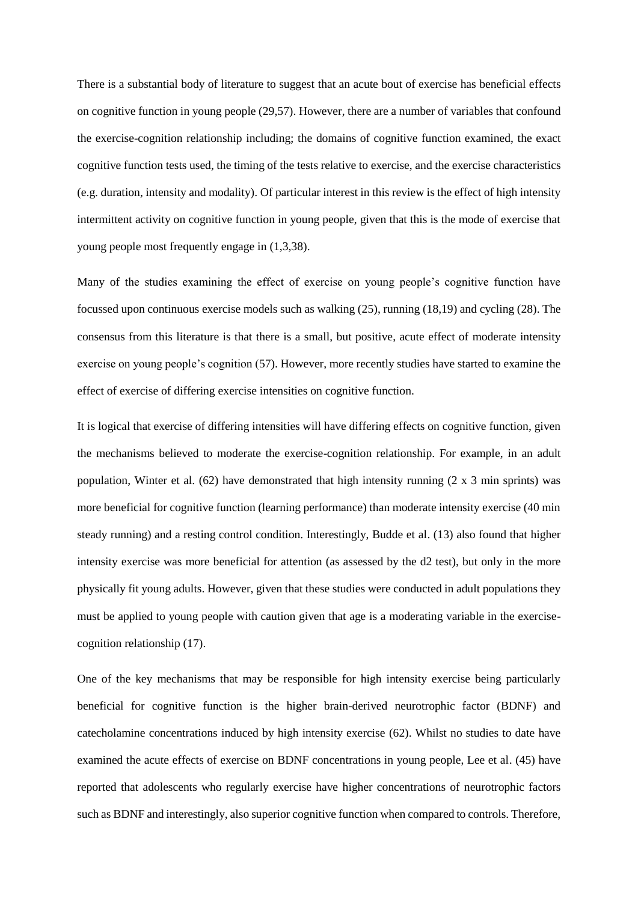There is a substantial body of literature to suggest that an acute bout of exercise has beneficial effects on cognitive function in young people (29,57). However, there are a number of variables that confound the exercise-cognition relationship including; the domains of cognitive function examined, the exact cognitive function tests used, the timing of the tests relative to exercise, and the exercise characteristics (e.g. duration, intensity and modality). Of particular interest in this review is the effect of high intensity intermittent activity on cognitive function in young people, given that this is the mode of exercise that young people most frequently engage in (1,3,38).

Many of the studies examining the effect of exercise on young people's cognitive function have focussed upon continuous exercise models such as walking (25), running (18,19) and cycling (28). The consensus from this literature is that there is a small, but positive, acute effect of moderate intensity exercise on young people's cognition (57). However, more recently studies have started to examine the effect of exercise of differing exercise intensities on cognitive function.

It is logical that exercise of differing intensities will have differing effects on cognitive function, given the mechanisms believed to moderate the exercise-cognition relationship. For example, in an adult population, Winter et al. (62) have demonstrated that high intensity running (2 x 3 min sprints) was more beneficial for cognitive function (learning performance) than moderate intensity exercise (40 min steady running) and a resting control condition. Interestingly, Budde et al. (13) also found that higher intensity exercise was more beneficial for attention (as assessed by the d2 test), but only in the more physically fit young adults. However, given that these studies were conducted in adult populations they must be applied to young people with caution given that age is a moderating variable in the exercise-cognition relationship (17).

One of the key mechanisms that may be responsible for high intensity exercise being particularly beneficial for cognitive function is the higher brain-derived neurotrophic factor (BDNF) and catecholamine concentrations induced by high intensity exercise (62). Whilst no studies to date have examined the acute effects of exercise on BDNF concentrations in young people, Lee et al. (45) have reported that adolescents who regularly exercise have higher concentrations of neurotrophic factors such as BDNF and interestingly, also superior cognitive function when compared to controls. Therefore,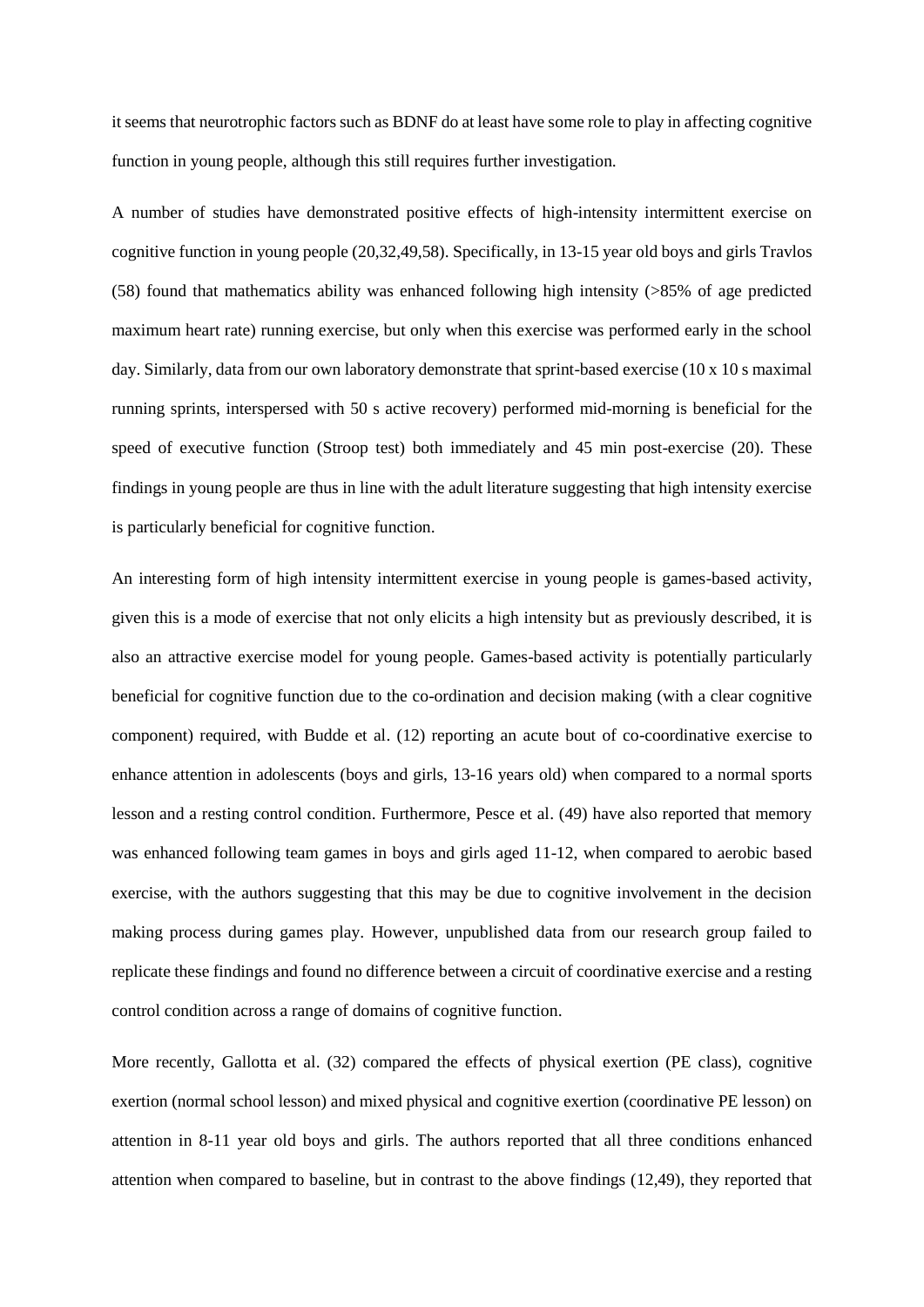it seems that neurotrophic factors such as BDNF do at least have some role to play in affecting cognitive function in young people, although this still requires further investigation.

A number of studies have demonstrated positive effects of high-intensity intermittent exercise on cognitive function in young people (20,32,49,58). Specifically, in 13-15 year old boys and girls Travlos (58) found that mathematics ability was enhanced following high intensity (>85% of age predicted maximum heart rate) running exercise, but only when this exercise was performed early in the school day. Similarly, data from our own laboratory demonstrate that sprint-based exercise (10 x 10 s maximal running sprints, interspersed with 50 s active recovery) performed mid-morning is beneficial for the speed of executive function (Stroop test) both immediately and 45 min post-exercise (20). These findings in young people are thus in line with the adult literature suggesting that high intensity exercise is particularly beneficial for cognitive function.

An interesting form of high intensity intermittent exercise in young people is games-based activity, given this is a mode of exercise that not only elicits a high intensity but as previously described, it is also an attractive exercise model for young people. Games-based activity is potentially particularly beneficial for cognitive function due to the co-ordination and decision making (with a clear cognitive component) required, with Budde et al. (12) reporting an acute bout of co-coordinative exercise to enhance attention in adolescents (boys and girls, 13-16 years old) when compared to a normal sports lesson and a resting control condition. Furthermore, Pesce et al. (49) have also reported that memory was enhanced following team games in boys and girls aged 11-12, when compared to aerobic based exercise, with the authors suggesting that this may be due to cognitive involvement in the decision making process during games play. However, unpublished data from our research group failed to replicate these findings and found no difference between a circuit of coordinative exercise and a resting control condition across a range of domains of cognitive function.

More recently, Gallotta et al. (32) compared the effects of physical exertion (PE class), cognitive exertion (normal school lesson) and mixed physical and cognitive exertion (coordinative PE lesson) on attention in 8-11 year old boys and girls. The authors reported that all three conditions enhanced attention when compared to baseline, but in contrast to the above findings (12,49), they reported that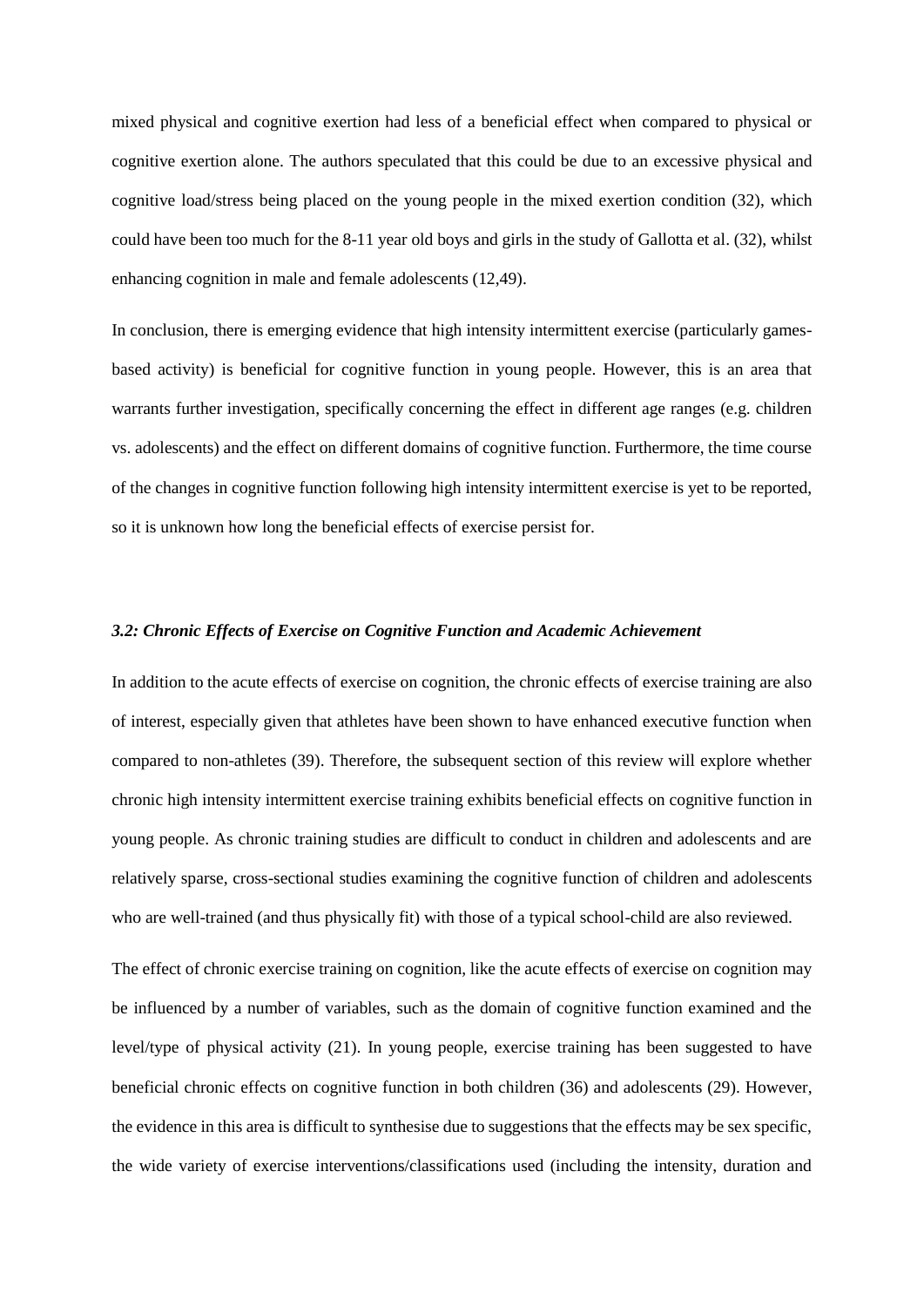mixed physical and cognitive exertion had less of a beneficial effect when compared to physical or cognitive exertion alone. The authors speculated that this could be due to an excessive physical and cognitive load/stress being placed on the young people in the mixed exertion condition (32), which could have been too much for the 8-11 year old boys and girls in the study of Gallotta et al. (32), whilst enhancing cognition in male and female adolescents (12,49).

In conclusion, there is emerging evidence that high intensity intermittent exercise (particularly games-based activity) is beneficial for cognitive function in young people. However, this is an area that warrants further investigation, specifically concerning the effect in different age ranges (e.g. children vs. adolescents) and the effect on different domains of cognitive function. Furthermore, the time course of the changes in cognitive function following high intensity intermittent exercise is yet to be reported, so it is unknown how long the beneficial effects of exercise persist for.

### *3.2: Chronic Effects of Exercise on Cognitive Function and Academic Achievement*

In addition to the acute effects of exercise on cognition, the chronic effects of exercise training are also of interest, especially given that athletes have been shown to have enhanced executive function when compared to non-athletes (39). Therefore, the subsequent section of this review will explore whether chronic high intensity intermittent exercise training exhibits beneficial effects on cognitive function in young people. As chronic training studies are difficult to conduct in children and adolescents and are relatively sparse, cross-sectional studies examining the cognitive function of children and adolescents who are well-trained (and thus physically fit) with those of a typical school-child are also reviewed.

The effect of chronic exercise training on cognition, like the acute effects of exercise on cognition may be influenced by a number of variables, such as the domain of cognitive function examined and the level/type of physical activity (21). In young people, exercise training has been suggested to have beneficial chronic effects on cognitive function in both children (36) and adolescents (29). However, the evidence in this area is difficult to synthesise due to suggestions that the effects may be sex specific, the wide variety of exercise interventions/classifications used (including the intensity, duration and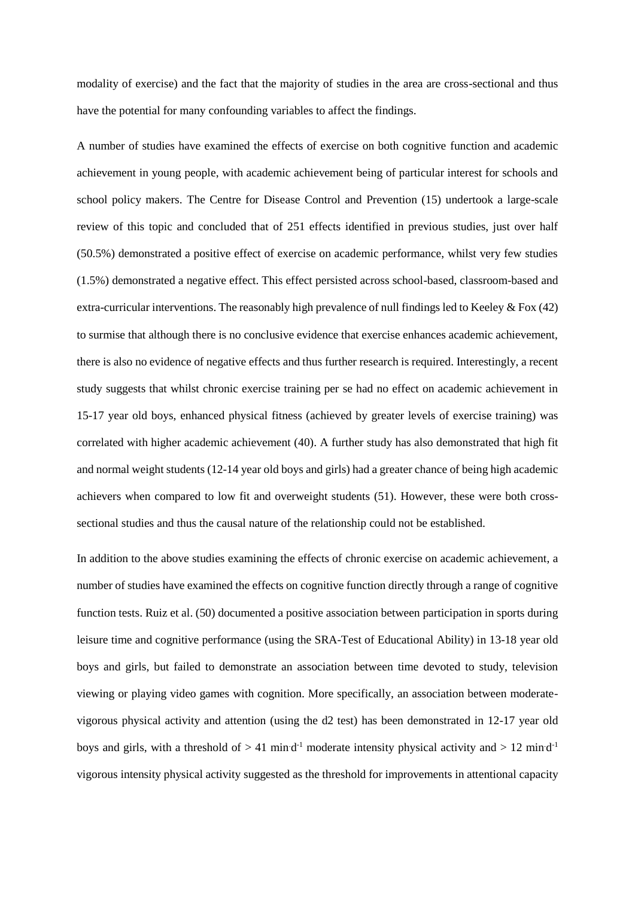modality of exercise) and the fact that the majority of studies in the area are cross-sectional and thus have the potential for many confounding variables to affect the findings.

A number of studies have examined the effects of exercise on both cognitive function and academic achievement in young people, with academic achievement being of particular interest for schools and school policy makers. The Centre for Disease Control and Prevention (15) undertook a large-scale review of this topic and concluded that of 251 effects identified in previous studies, just over half (50.5%) demonstrated a positive effect of exercise on academic performance, whilst very few studies (1.5%) demonstrated a negative effect. This effect persisted across school-based, classroom-based and extra-curricular interventions. The reasonably high prevalence of null findings led to Keeley & Fox (42) to surmise that although there is no conclusive evidence that exercise enhances academic achievement, there is also no evidence of negative effects and thus further research is required. Interestingly, a recent study suggests that whilst chronic exercise training per se had no effect on academic achievement in 15-17 year old boys, enhanced physical fitness (achieved by greater levels of exercise training) was correlated with higher academic achievement (40). A further study has also demonstrated that high fit and normal weight students (12-14 year old boys and girls) had a greater chance of being high academic achievers when compared to low fit and overweight students (51). However, these were both cross-sectional studies and thus the causal nature of the relationship could not be established.

In addition to the above studies examining the effects of chronic exercise on academic achievement, a number of studies have examined the effects on cognitive function directly through a range of cognitive function tests. Ruiz et al. (50) documented a positive association between participation in sports during leisure time and cognitive performance (using the SRA-Test of Educational Ability) in 13-18 year old boys and girls, but failed to demonstrate an association between time devoted to study, television viewing or playing video games with cognition. More specifically, an association between moderate-vigorous physical activity and attention (using the d2 test) has been demonstrated in 12-17 year old boys and girls, with a threshold of $> 41$ $\text{min}\cdot\text{d}^{-1}$ moderate intensity physical activity and $> 12$ $\text{min}\cdot\text{d}^{-1}$ vigorous intensity physical activity suggested as the threshold for improvements in attentional capacity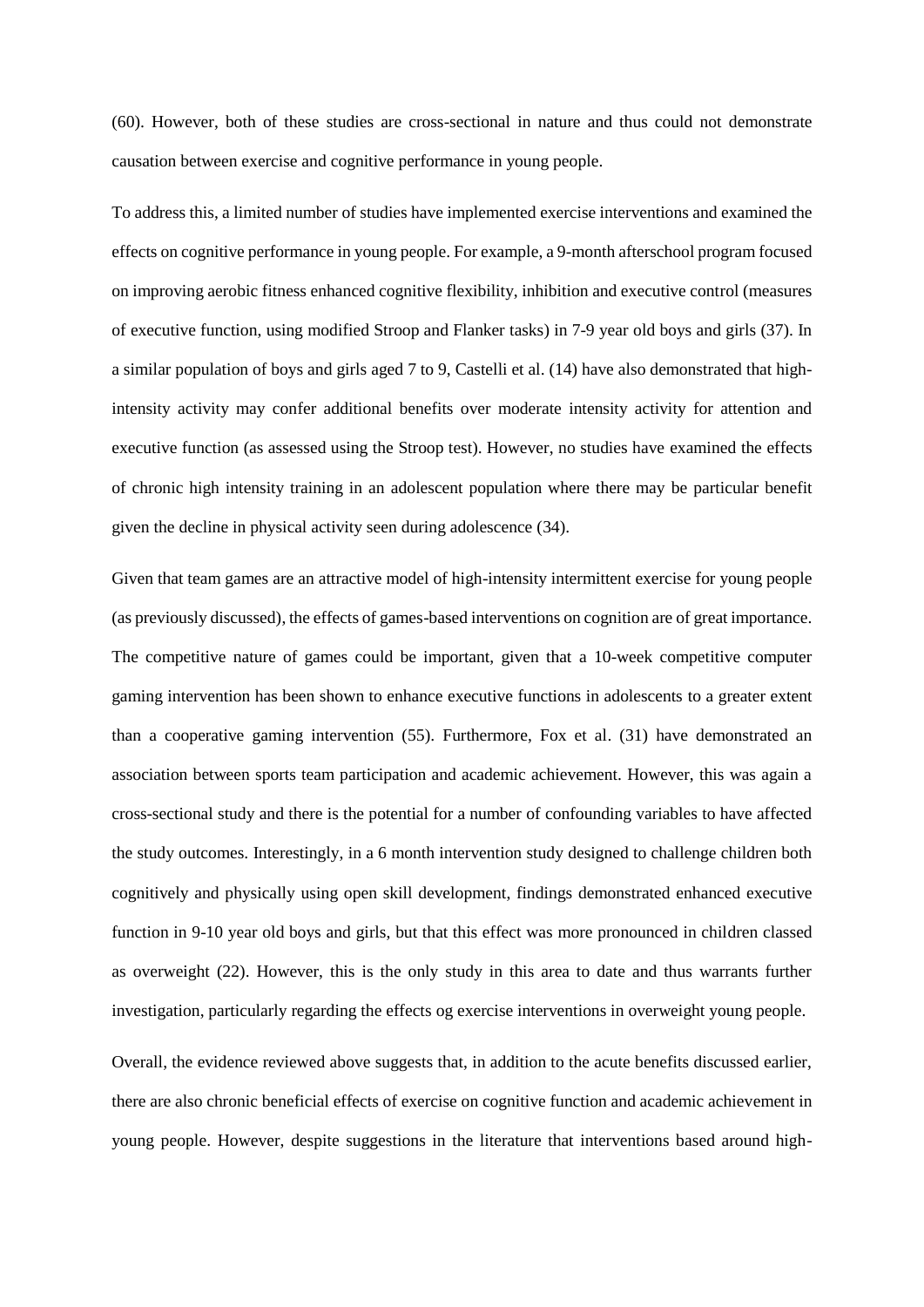(60). However, both of these studies are cross-sectional in nature and thus could not demonstrate causation between exercise and cognitive performance in young people.

To address this, a limited number of studies have implemented exercise interventions and examined the effects on cognitive performance in young people. For example, a 9-month afterschool program focused on improving aerobic fitness enhanced cognitive flexibility, inhibition and executive control (measures of executive function, using modified Stroop and Flanker tasks) in 7-9 year old boys and girls (37). In a similar population of boys and girls aged 7 to 9, Castelli et al. (14) have also demonstrated that high-intensity activity may confer additional benefits over moderate intensity activity for attention and executive function (as assessed using the Stroop test). However, no studies have examined the effects of chronic high intensity training in an adolescent population where there may be particular benefit given the decline in physical activity seen during adolescence (34).

Given that team games are an attractive model of high-intensity intermittent exercise for young people (as previously discussed), the effects of games-based interventions on cognition are of great importance. The competitive nature of games could be important, given that a 10-week competitive computer gaming intervention has been shown to enhance executive functions in adolescents to a greater extent than a cooperative gaming intervention (55). Furthermore, Fox et al. (31) have demonstrated an association between sports team participation and academic achievement. However, this was again a cross-sectional study and there is the potential for a number of confounding variables to have affected the study outcomes. Interestingly, in a 6 month intervention study designed to challenge children both cognitively and physically using open skill development, findings demonstrated enhanced executive function in 9-10 year old boys and girls, but that this effect was more pronounced in children classed as overweight (22). However, this is the only study in this area to date and thus warrants further investigation, particularly regarding the effects og exercise interventions in overweight young people.

Overall, the evidence reviewed above suggests that, in addition to the acute benefits discussed earlier, there are also chronic beneficial effects of exercise on cognitive function and academic achievement in young people. However, despite suggestions in the literature that interventions based around high-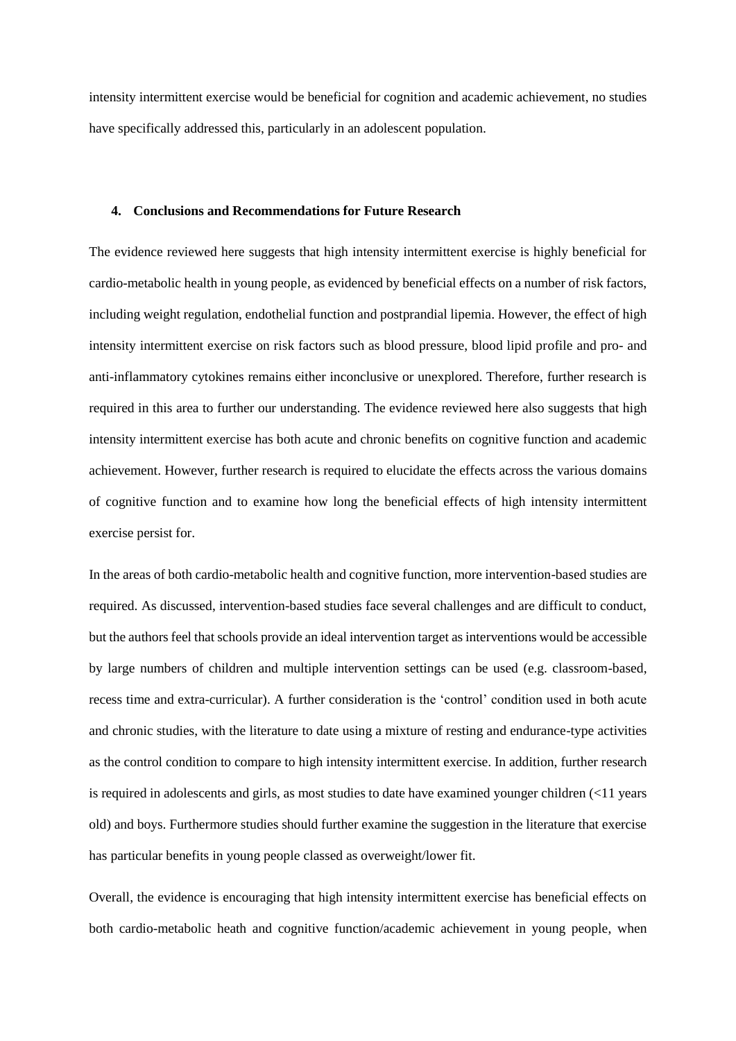intensity intermittent exercise would be beneficial for cognition and academic achievement, no studies have specifically addressed this, particularly in an adolescent population.

## 4. Conclusions and Recommendations for Future Research

The evidence reviewed here suggests that high intensity intermittent exercise is highly beneficial for cardio-metabolic health in young people, as evidenced by beneficial effects on a number of risk factors, including weight regulation, endothelial function and postprandial lipemia. However, the effect of high intensity intermittent exercise on risk factors such as blood pressure, blood lipid profile and pro- and anti-inflammatory cytokines remains either inconclusive or unexplored. Therefore, further research is required in this area to further our understanding. The evidence reviewed here also suggests that high intensity intermittent exercise has both acute and chronic benefits on cognitive function and academic achievement. However, further research is required to elucidate the effects across the various domains of cognitive function and to examine how long the beneficial effects of high intensity intermittent exercise persist for.

In the areas of both cardio-metabolic health and cognitive function, more intervention-based studies are required. As discussed, intervention-based studies face several challenges and are difficult to conduct, but the authors feel that schools provide an ideal intervention target as interventions would be accessible by large numbers of children and multiple intervention settings can be used (e.g. classroom-based, recess time and extra-curricular). A further consideration is the 'control' condition used in both acute and chronic studies, with the literature to date using a mixture of resting and endurance-type activities as the control condition to compare to high intensity intermittent exercise. In addition, further research is required in adolescents and girls, as most studies to date have examined younger children (<11 years old) and boys. Furthermore studies should further examine the suggestion in the literature that exercise has particular benefits in young people classed as overweight/lower fit.

Overall, the evidence is encouraging that high intensity intermittent exercise has beneficial effects on both cardio-metabolic heath and cognitive function/academic achievement in young people, when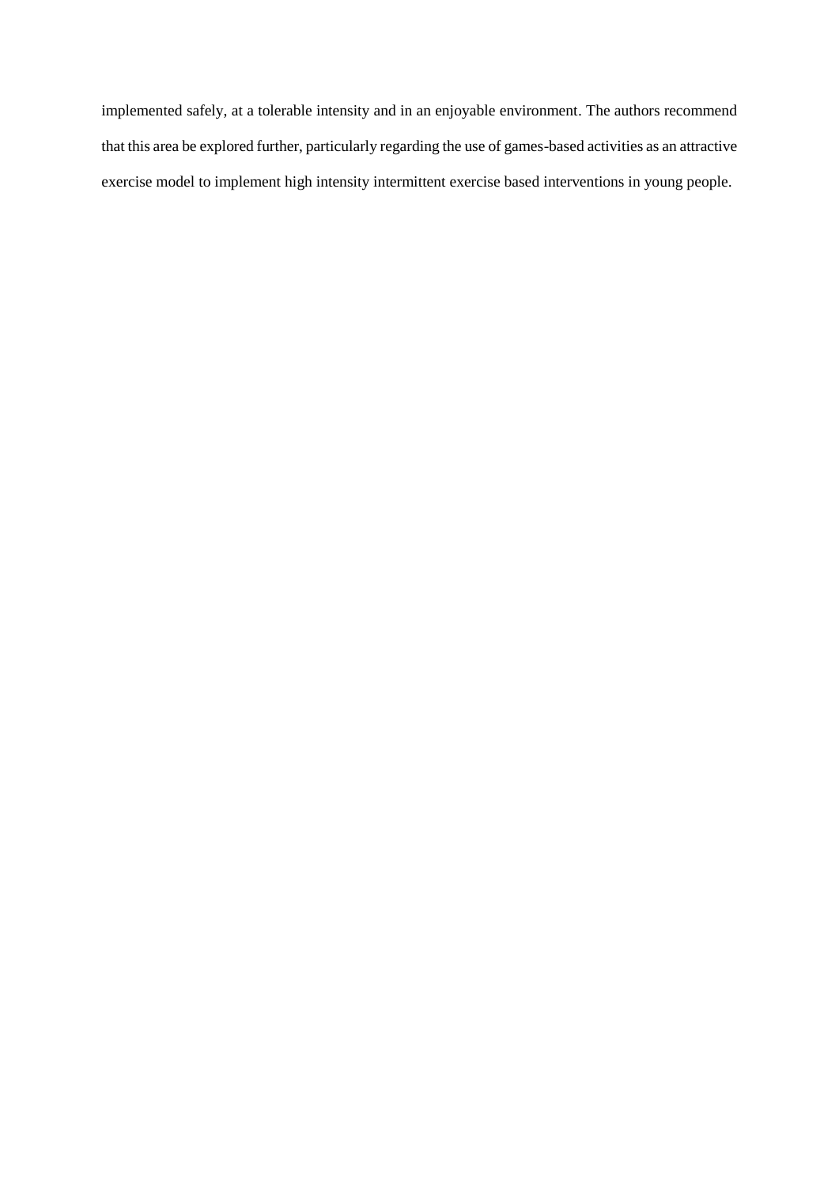implemented safely, at a tolerable intensity and in an enjoyable environment. The authors recommend that this area be explored further, particularly regarding the use of games-based activities as an attractive exercise model to implement high intensity intermittent exercise based interventions in young people.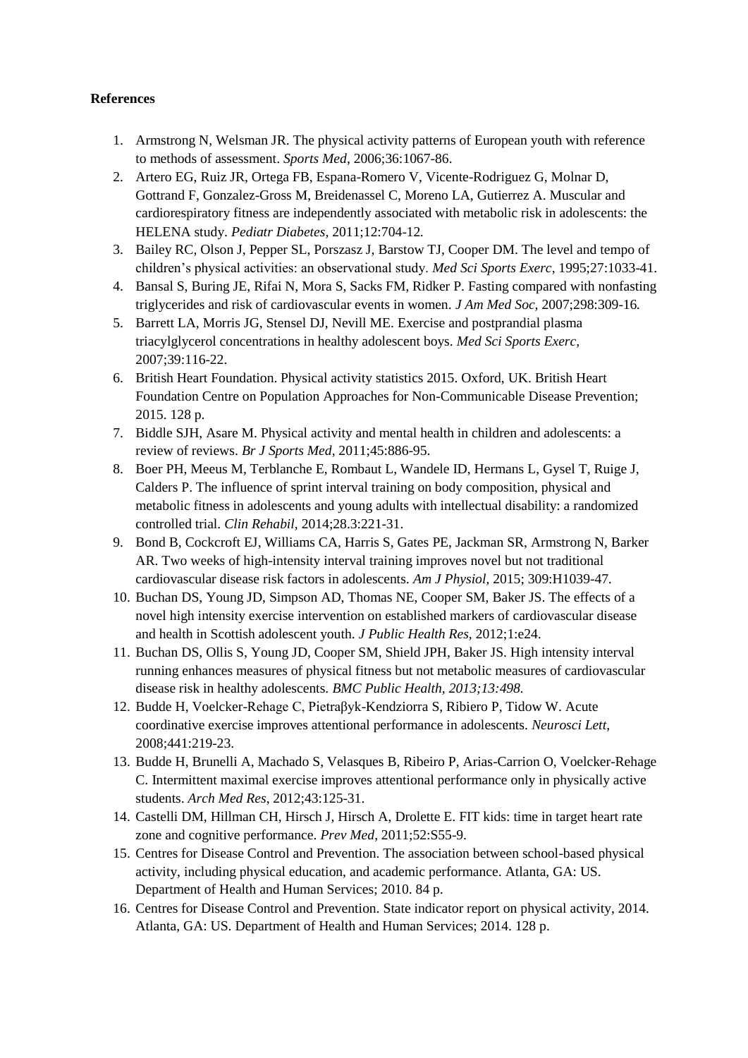**References**

1. Armstrong N, Welsman JR. The physical activity patterns of European youth with reference to methods of assessment. *Sports Med*, 2006;36:1067-86.
2. Artero EG, Ruiz JR, Ortega FB, Espana-Romero V, Vicente-Rodriguez G, Molnar D, Gottrand F, Gonzalez-Gross M, Breidenassel C, Moreno LA, Gutierrez A. Muscular and cardiorespiratory fitness are independently associated with metabolic risk in adolescents: the HELENA study. *Pediatr Diabetes*, 2011;12:704-12.
3. Bailey RC, Olson J, Pepper SL, Porszasz J, Barstow TJ, Cooper DM. The level and tempo of children's physical activities: an observational study. *Med Sci Sports Exerc*, 1995;27:1033-41.
4. Bansal S, Buring JE, Rifai N, Mora S, Sacks FM, Ridker P. Fasting compared with nonfasting triglycerides and risk of cardiovascular events in women. *J Am Med Soc,* 2007;298:309-16.
5. Barrett LA, Morris JG, Stensel DJ, Nevill ME. Exercise and postprandial plasma triacylglycerol concentrations in healthy adolescent boys. *Med Sci Sports Exerc*, 2007;39:116-22.
6. British Heart Foundation. Physical activity statistics 2015. Oxford, UK. British Heart Foundation Centre on Population Approaches for Non-Communicable Disease Prevention; 2015. 128 p.
7. Biddle SJH, Asare M. Physical activity and mental health in children and adolescents: a review of reviews. *Br J Sports Med*, 2011;45:886-95.
8. Boer PH, Meeus M, Terblanche E, Rombaut L, Wandele ID, Hermans L, Gysel T, Ruige J, Calders P. The influence of sprint interval training on body composition, physical and metabolic fitness in adolescents and young adults with intellectual disability: a randomized controlled trial. *Clin Rehabil*, 2014;28.3:221-31.
9. Bond B, Cockcroft EJ, Williams CA, Harris S, Gates PE, Jackman SR, Armstrong N, Barker AR. Two weeks of high-intensity interval training improves novel but not traditional cardiovascular disease risk factors in adolescents. *Am J Physiol,* 2015; 309:H1039-47.
10. Buchan DS, Young JD, Simpson AD, Thomas NE, Cooper SM, Baker JS. The effects of a novel high intensity exercise intervention on established markers of cardiovascular disease and health in Scottish adolescent youth. *J Public Health Res,* 2012;1:e24.
11. Buchan DS, Ollis S, Young JD, Cooper SM, Shield JPH, Baker JS. High intensity interval running enhances measures of physical fitness but not metabolic measures of cardiovascular disease risk in healthy adolescents. *BMC Public Health, 2013;13:498.*
12. Budde H, Voelcker-Rehage C, Pietraβyk-Kendziorra S, Ribiero P, Tidow W. Acute coordinative exercise improves attentional performance in adolescents. *Neurosci Lett*, 2008;441:219-23.
13. Budde H, Brunelli A, Machado S, Velasques B, Ribeiro P, Arias-Carrion O, Voelcker-Rehage C. Intermittent maximal exercise improves attentional performance only in physically active students. *Arch Med Res*, 2012;43:125-31.
14. Castelli DM, Hillman CH, Hirsch J, Hirsch A, Drolette E. FIT kids: time in target heart rate zone and cognitive performance. *Prev Med*, 2011;52:S55-9.
15. Centres for Disease Control and Prevention. The association between school-based physical activity, including physical education, and academic performance. Atlanta, GA: US. Department of Health and Human Services; 2010. 84 p.
16. Centres for Disease Control and Prevention. State indicator report on physical activity, 2014. Atlanta, GA: US. Department of Health and Human Services; 2014. 128 p.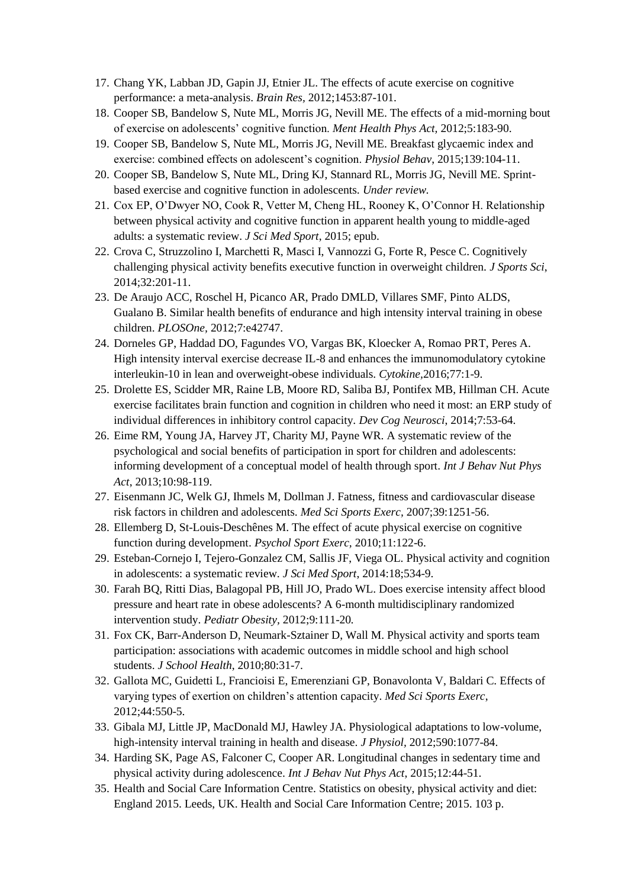17. Chang YK, Labban JD, Gapin JJ, Etnier JL. The effects of acute exercise on cognitive performance: a meta-analysis. *Brain Res,* 2012;1453:87-101.
18. Cooper SB, Bandelow S, Nute ML, Morris JG, Nevill ME. The effects of a mid-morning bout of exercise on adolescents' cognitive function. *Ment Health Phys Act,* 2012;5:183-90.
19. Cooper SB, Bandelow S, Nute ML, Morris JG, Nevill ME. Breakfast glycaemic index and exercise: combined effects on adolescent's cognition. *Physiol Behav*, 2015;139:104-11.
20. Cooper SB, Bandelow S, Nute ML, Dring KJ, Stannard RL, Morris JG, Nevill ME. Sprint-based exercise and cognitive function in adolescents. *Under review.*
21. Cox EP, O'Dwyer NO, Cook R, Vetter M, Cheng HL, Rooney K, O'Connor H. Relationship between physical activity and cognitive function in apparent health young to middle-aged adults: a systematic review. *J Sci Med Sport*, 2015; epub.
22. Crova C, Struzzolino I, Marchetti R, Masci I, Vannozzi G, Forte R, Pesce C. Cognitively challenging physical activity benefits executive function in overweight children. *J Sports Sci*, 2014;32:201-11.
23. De Araujo ACC, Roschel H, Picanco AR, Prado DMLD, Villares SMF, Pinto ALDS, Gualano B. Similar health benefits of endurance and high intensity interval training in obese children. *PLOSOne*, 2012;7:e42747.
24. Dorneles GP, Haddad DO, Fagundes VO, Vargas BK, Kloecker A, Romao PRT, Peres A. High intensity interval exercise decrease IL-8 and enhances the immunomodulatory cytokine interleukin-10 in lean and overweight-obese individuals. *Cytokine,*2016;77:1-9.
25. Drolette ES, Scidder MR, Raine LB, Moore RD, Saliba BJ, Pontifex MB, Hillman CH. Acute exercise facilitates brain function and cognition in children who need it most: an ERP study of individual differences in inhibitory control capacity. *Dev Cog Neurosci*, 2014;7:53-64.
26. Eime RM, Young JA, Harvey JT, Charity MJ, Payne WR. A systematic review of the psychological and social benefits of participation in sport for children and adolescents: informing development of a conceptual model of health through sport. *Int J Behav Nut Phys Act*, 2013;10:98-119.
27. Eisenmann JC, Welk GJ, Ihmels M, Dollman J. Fatness, fitness and cardiovascular disease risk factors in children and adolescents. *Med Sci Sports Exerc*, 2007;39:1251-56.
28. Ellemberg D, St-Louis-Deschênes M. The effect of acute physical exercise on cognitive function during development. *Psychol Sport Exerc*, 2010;11:122-6.
29. Esteban-Cornejo I, Tejero-Gonzalez CM, Sallis JF, Viega OL. Physical activity and cognition in adolescents: a systematic review. *J Sci Med Sport*, 2014:18;534-9.
30. Farah BQ, Ritti Dias, Balagopal PB, Hill JO, Prado WL. Does exercise intensity affect blood pressure and heart rate in obese adolescents? A 6-month multidisciplinary randomized intervention study. *Pediatr Obesity*, 2012;9:111-20*.*
31. Fox CK, Barr-Anderson D, Neumark-Sztainer D, Wall M. Physical activity and sports team participation: associations with academic outcomes in middle school and high school students. *J School Health*, 2010;80:31-7.
32. Gallota MC, Guidetti L, Francioisi E, Emerenziani GP, Bonavolonta V, Baldari C. Effects of varying types of exertion on children's attention capacity. *Med Sci Sports Exerc*, 2012;44:550-5.
33. Gibala MJ, Little JP, MacDonald MJ, Hawley JA. Physiological adaptations to low-volume, high-intensity interval training in health and disease. *J Physiol,* 2012;590:1077-84.
34. Harding SK, Page AS, Falconer C, Cooper AR. Longitudinal changes in sedentary time and physical activity during adolescence. *Int J Behav Nut Phys Act*, 2015;12:44-51.
35. Health and Social Care Information Centre. Statistics on obesity, physical activity and diet: England 2015. Leeds, UK. Health and Social Care Information Centre; 2015. 103 p.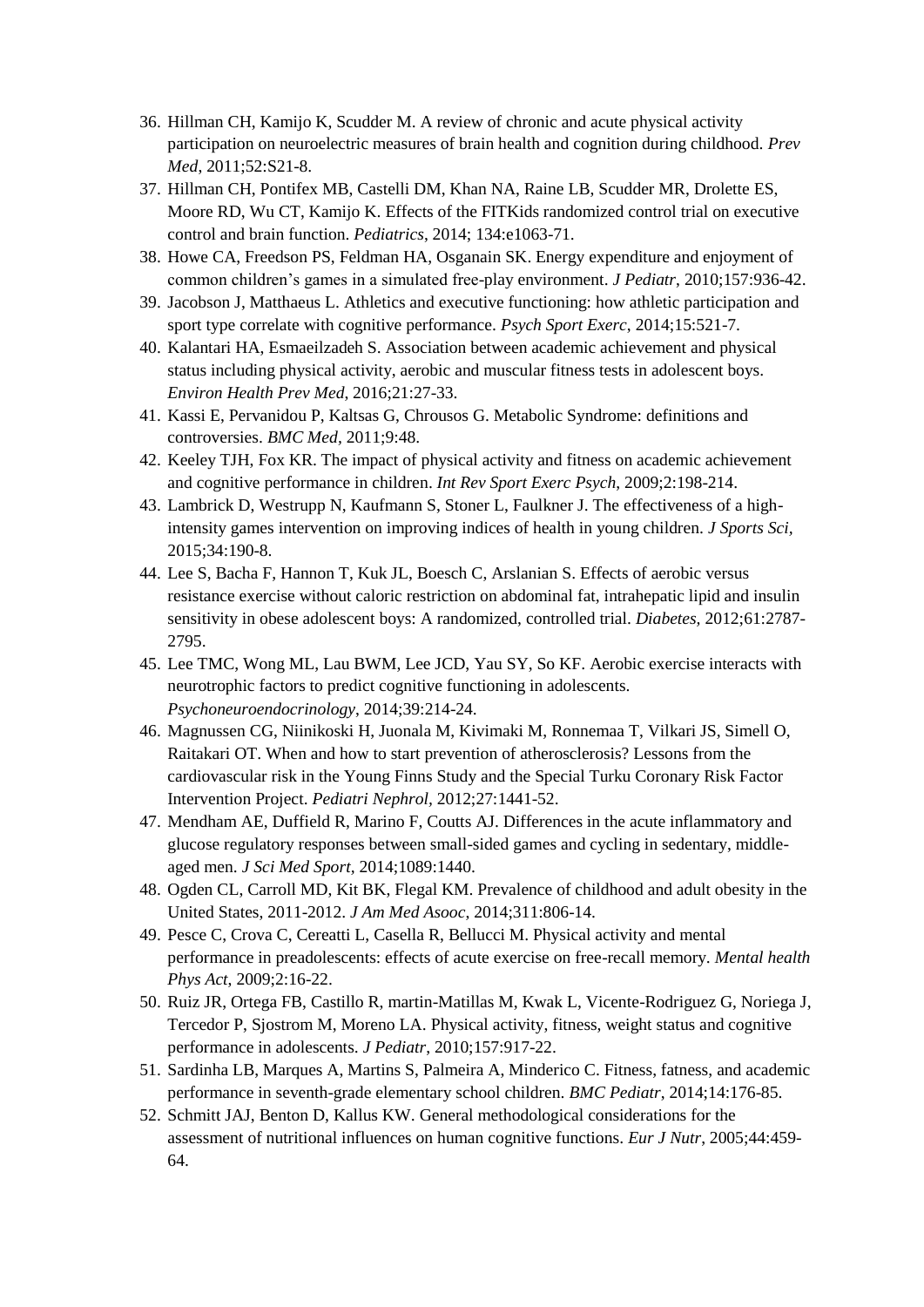36. Hillman CH, Kamijo K, Scudder M. A review of chronic and acute physical activity participation on neuroelectric measures of brain health and cognition during childhood. *Prev Med*, 2011;52:S21-8.
37. Hillman CH, Pontifex MB, Castelli DM, Khan NA, Raine LB, Scudder MR, Drolette ES, Moore RD, Wu CT, Kamijo K. Effects of the FITKids randomized control trial on executive control and brain function. *Pediatrics*, 2014; 134:e1063-71.
38. Howe CA, Freedson PS, Feldman HA, Osganain SK. Energy expenditure and enjoyment of common children's games in a simulated free-play environment. *J Pediatr*, 2010;157:936-42.
39. Jacobson J, Matthaeus L. Athletics and executive functioning: how athletic participation and sport type correlate with cognitive performance. *Psych Sport Exerc*, 2014;15:521-7.
40. Kalantari HA, Esmaeilzadeh S. Association between academic achievement and physical status including physical activity, aerobic and muscular fitness tests in adolescent boys. *Environ Health Prev Med*, 2016;21:27-33.
41. Kassi E, Pervanidou P, Kaltsas G, Chrousos G. Metabolic Syndrome: definitions and controversies. *BMC Med*, 2011;9:48.
42. Keeley TJH, Fox KR. The impact of physical activity and fitness on academic achievement and cognitive performance in children. *Int Rev Sport Exerc Psych*, 2009;2:198-214.
43. Lambrick D, Westrupp N, Kaufmann S, Stoner L, Faulkner J. The effectiveness of a high-intensity games intervention on improving indices of health in young children. *J Sports Sci*, 2015;34:190-8.
44. Lee S, Bacha F, Hannon T, Kuk JL, Boesch C, Arslanian S. Effects of aerobic versus resistance exercise without caloric restriction on abdominal fat, intrahepatic lipid and insulin sensitivity in obese adolescent boys: A randomized, controlled trial. *Diabetes*, 2012;61:2787-2795.
45. Lee TMC, Wong ML, Lau BWM, Lee JCD, Yau SY, So KF. Aerobic exercise interacts with neurotrophic factors to predict cognitive functioning in adolescents. *Psychoneuroendocrinology*, 2014;39:214-24.
46. Magnussen CG, Niinikoski H, Juonala M, Kivimaki M, Ronnemaa T, Vilkari JS, Simell O, Raitakari OT. When and how to start prevention of atherosclerosis? Lessons from the cardiovascular risk in the Young Finns Study and the Special Turku Coronary Risk Factor Intervention Project. *Pediatri Nephrol*, 2012;27:1441-52.
47. Mendham AE, Duffield R, Marino F, Coutts AJ. Differences in the acute inflammatory and glucose regulatory responses between small-sided games and cycling in sedentary, middle-aged men. *J Sci Med Sport*, 2014;1089:1440.
48. Ogden CL, Carroll MD, Kit BK, Flegal KM. Prevalence of childhood and adult obesity in the United States, 2011-2012. *J Am Med Asooc*, 2014;311:806-14.
49. Pesce C, Crova C, Cereatti L, Casella R, Bellucci M. Physical activity and mental performance in preadolescents: effects of acute exercise on free-recall memory. *Mental health Phys Act*, 2009;2:16-22.
50. Ruiz JR, Ortega FB, Castillo R, martin-Matillas M, Kwak L, Vicente-Rodriguez G, Noriega J, Tercedor P, Sjostrom M, Moreno LA. Physical activity, fitness, weight status and cognitive performance in adolescents. *J Pediatr*, 2010;157:917-22.
51. Sardinha LB, Marques A, Martins S, Palmeira A, Minderico C. Fitness, fatness, and academic performance in seventh-grade elementary school children. *BMC Pediatr*, 2014;14:176-85.
52. Schmitt JAJ, Benton D, Kallus KW. General methodological considerations for the assessment of nutritional influences on human cognitive functions. *Eur J Nutr*, 2005;44:459-64.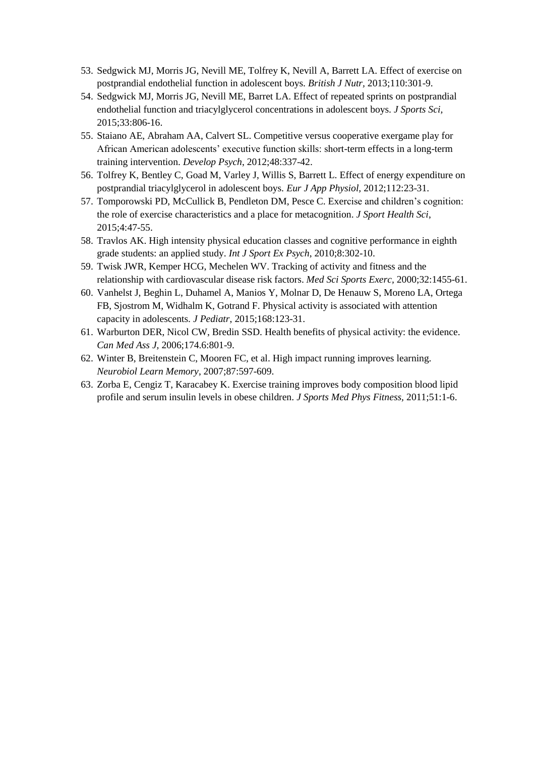53. Sedgwick MJ, Morris JG, Nevill ME, Tolfrey K, Nevill A, Barrett LA. Effect of exercise on postprandial endothelial function in adolescent boys. *British J Nutr,* 2013;110:301-9.
54. Sedgwick MJ, Morris JG, Nevill ME, Barret LA. Effect of repeated sprints on postprandial endothelial function and triacylglycerol concentrations in adolescent boys. *J Sports Sci,* 2015;33:806-16.
55. Staiano AE, Abraham AA, Calvert SL. Competitive versus cooperative exergame play for African American adolescents' executive function skills: short-term effects in a long-term training intervention. *Develop Psych*, 2012;48:337-42.
56. Tolfrey K, Bentley C, Goad M, Varley J, Willis S, Barrett L. Effect of energy expenditure on postprandial triacylglycerol in adolescent boys. *Eur J App Physiol,* 2012;112:23-31.
57. Tomporowski PD, McCullick B, Pendleton DM, Pesce C. Exercise and children's cognition: the role of exercise characteristics and a place for metacognition. *J Sport Health Sci*, 2015;4:47-55.
58. Travlos AK. High intensity physical education classes and cognitive performance in eighth grade students: an applied study. *Int J Sport Ex Psych*, 2010;8:302-10.
59. Twisk JWR, Kemper HCG, Mechelen WV. Tracking of activity and fitness and the relationship with cardiovascular disease risk factors. *Med Sci Sports Exerc,* 2000;32:1455-61.
60. Vanhelst J, Beghin L, Duhamel A, Manios Y, Molnar D, De Henauw S, Moreno LA, Ortega FB, Sjostrom M, Widhalm K, Gotrand F. Physical activity is associated with attention capacity in adolescents. *J Pediatr*, 2015;168:123-31.
61. Warburton DER, Nicol CW, Bredin SSD. Health benefits of physical activity: the evidence. *Can Med Ass J,* 2006;174.6:801-9.
62. Winter B, Breitenstein C, Mooren FC, et al. High impact running improves learning. *Neurobiol Learn Memory*, 2007;87:597-609.
63. Zorba E, Cengiz T, Karacabey K. Exercise training improves body composition blood lipid profile and serum insulin levels in obese children. *J Sports Med Phys Fitness,* 2011;51:1-6.